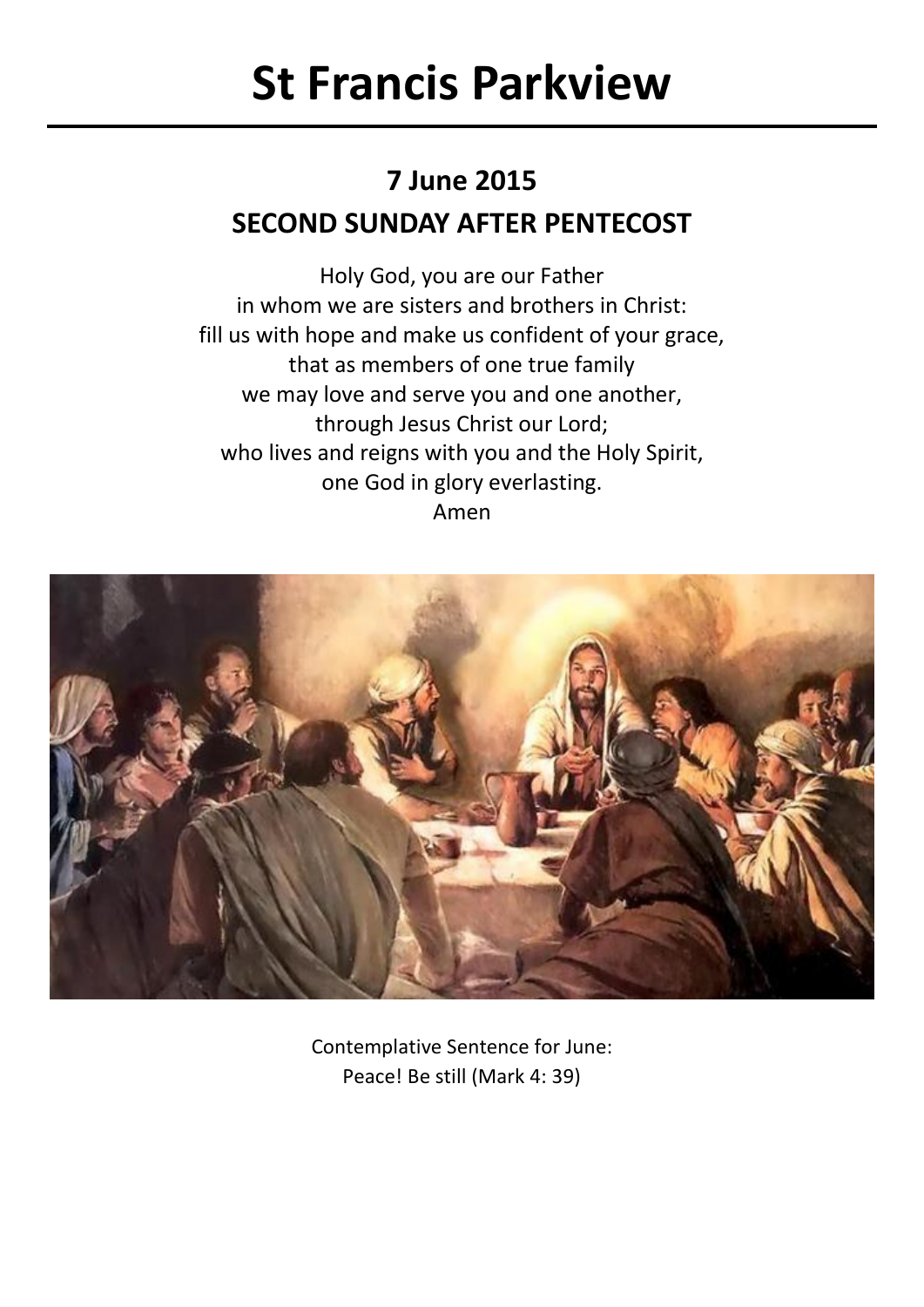# St Francis Parkview

## 7 June 2015

## SECOND SUNDAY AFTER PENTECOST

Holy God, you are our Father
in whom we are sisters and brothers in Christ:
fill us with hope and make us confident of your grace,
that as members of one true family
we may love and serve you and one another,
through Jesus Christ our Lord;
who lives and reigns with you and the Holy Spirit,
one God in glory everlasting.
Amen

Contemplative Sentence for June:
Peace! Be still (Mark 4: 39)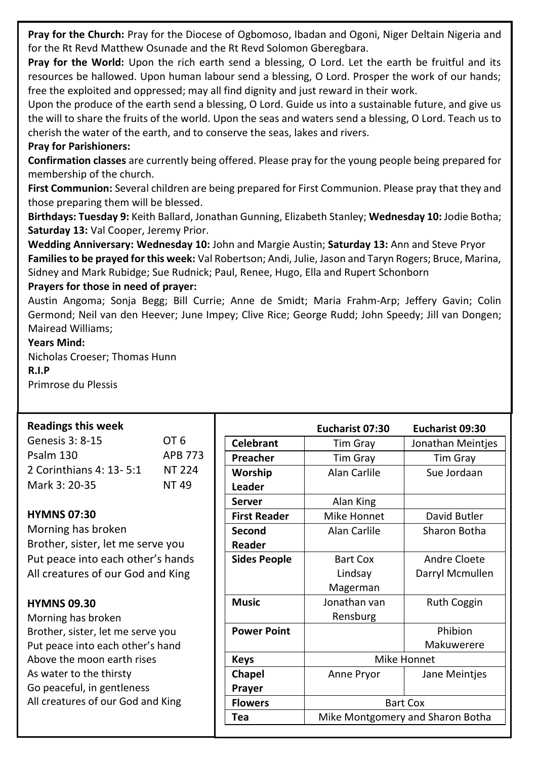**Pray for the Church:** Pray for the Diocese of Ogbomoso, Ibadan and Ogoni, Niger Deltain Nigeria and for the Rt Revd Matthew Osunade and the Rt Revd Solomon Gberegbara.

**Pray for the World:** Upon the rich earth send a blessing, O Lord. Let the earth be fruitful and its resources be hallowed. Upon human labour send a blessing, O Lord. Prosper the work of our hands; free the exploited and oppressed; may all find dignity and just reward in their work.

Upon the produce of the earth send a blessing, O Lord. Guide us into a sustainable future, and give us the will to share the fruits of the world. Upon the seas and waters send a blessing, O Lord. Teach us to cherish the water of the earth, and to conserve the seas, lakes and rivers.

**Pray for Parishioners:**

**Confirmation classes** are currently being offered. Please pray for the young people being prepared for membership of the church.

**First Communion:** Several children are being prepared for First Communion. Please pray that they and those preparing them will be blessed.

**Birthdays: Tuesday 9:** Keith Ballard, Jonathan Gunning, Elizabeth Stanley; **Wednesday 10:** Jodie Botha; **Saturday 13:** Val Cooper, Jeremy Prior.

**Wedding Anniversary: Wednesday 10:** John and Margie Austin; **Saturday 13:** Ann and Steve Pryor

**Families to be prayed for this week:** Val Robertson; Andi, Julie, Jason and Taryn Rogers; Bruce, Marina, Sidney and Mark Rubidge; Sue Rudnick; Paul, Renee, Hugo, Ella and Rupert Schonborn

**Prayers for those in need of prayer:**

Austin Angoma; Sonja Begg; Bill Currie; Anne de Smidt; Maria Frahm-Arp; Jeffery Gavin; Colin Germond; Neil van den Heever; June Impey; Clive Rice; George Rudd; John Speedy; Jill van Dongen; Mairead Williams;

**Years Mind:**

Nicholas Croeser; Thomas Hunn

**R.I.P**

Primrose du Plessis

**Readings this week**

| | |
|---|---|
| Genesis 3: 8-15 | OT 6 |
| Psalm 130 | APB 773 |
| 2 Corinthians 4: 13- 5:1 | NT 224 |
| Mark 3: 20-35 | NT 49 |

**HYMNS 07:30**

Morning has broken
Brother, sister, let me serve you
Put peace into each other's hands
All creatures of our God and King

**HYMNS 09.30**

Morning has broken
Brother, sister, let me serve you
Put peace into each other's hand
Above the moon earth rises
As water to the thirsty
Go peaceful, in gentleness
All creatures of our God and King

| | **Eucharist 07:30** | **Eucharist 09:30** |
|---|---|---|
| **Celebrant** | Tim Gray | Jonathan Meintjes |
| **Preacher** | Tim Gray | Tim Gray |
| **Worship Leader** | Alan Carlile | Sue Jordaan |
| **Server** | Alan King | |
| **First Reader** | Mike Honnet | David Butler |
| **Second Reader** | Alan Carlile | Sharon Botha |
| **Sides People** | Bart Cox<br>Lindsay Magerman | Andre Cloete<br>Darryl Mcmullen |
| **Music** | Jonathan van Rensburg | Ruth Coggin |
| **Power Point** | | Phibion Makuwerere |
| **Keys** | Mike Honnet | |
| **Chapel Prayer** | Anne Pryor | Jane Meintjes |
| **Flowers** | Bart Cox | |
| **Tea** | Mike Montgomery and Sharon Botha | |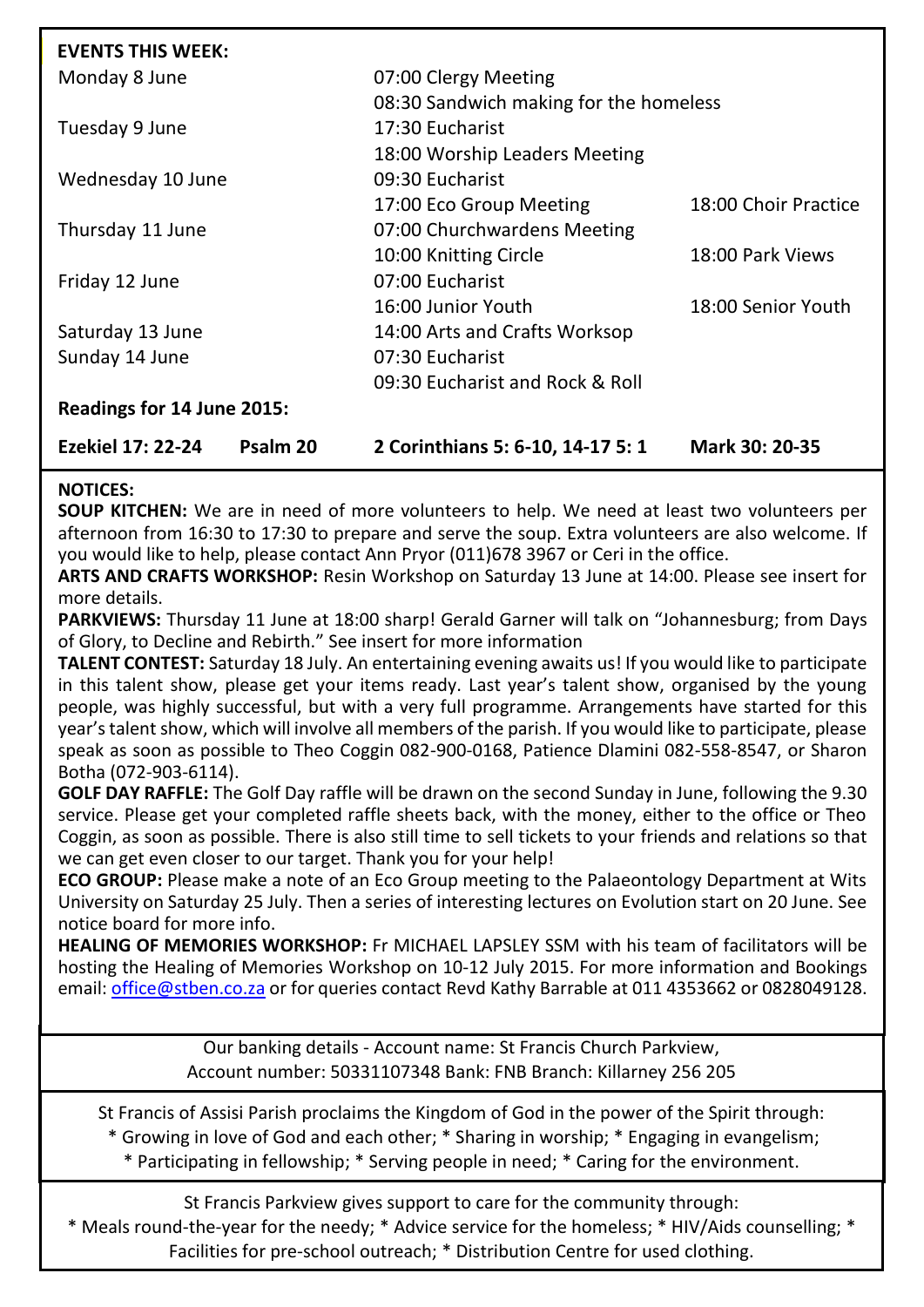**EVENTS THIS WEEK:**

| | | |
|---|---|---|
| Monday 8 June | 07:00 Clergy Meeting | |
| | 08:30 Sandwich making for the homeless | |
| Tuesday 9 June | 17:30 Eucharist | |
| | 18:00 Worship Leaders Meeting | |
| Wednesday 10 June | 09:30 Eucharist | |
| | 17:00 Eco Group Meeting | 18:00 Choir Practice |
| Thursday 11 June | 07:00 Churchwardens Meeting | |
| | 10:00 Knitting Circle | 18:00 Park Views |
| Friday 12 June | 07:00 Eucharist | |
| | 16:00 Junior Youth | 18:00 Senior Youth |
| Saturday 13 June | 14:00 Arts and Crafts Worksop | |
| Sunday 14 June | 07:30 Eucharist | |
| | 09:30 Eucharist and Rock & Roll | |

**Readings for 14 June 2015:**

**Ezekiel 17: 22-24** **Psalm 20** **2 Corinthians 5: 6-10, 14-17 5: 1** **Mark 30: 20-35**

**NOTICES:**

**SOUP KITCHEN:** We are in need of more volunteers to help. We need at least two volunteers per afternoon from 16:30 to 17:30 to prepare and serve the soup. Extra volunteers are also welcome. If you would like to help, please contact Ann Pryor (011)678 3967 or Ceri in the office.

**ARTS AND CRAFTS WORKSHOP:** Resin Workshop on Saturday 13 June at 14:00. Please see insert for more details.

**PARKVIEWS:** Thursday 11 June at 18:00 sharp! Gerald Garner will talk on "Johannesburg; from Days of Glory, to Decline and Rebirth." See insert for more information

**TALENT CONTEST:** Saturday 18 July. An entertaining evening awaits us! If you would like to participate in this talent show, please get your items ready. Last year's talent show, organised by the young people, was highly successful, but with a very full programme. Arrangements have started for this year's talent show, which will involve all members of the parish. If you would like to participate, please speak as soon as possible to Theo Coggin 082-900-0168, Patience Dlamini 082-558-8547, or Sharon Botha (072-903-6114).

**GOLF DAY RAFFLE:** The Golf Day raffle will be drawn on the second Sunday in June, following the 9.30 service. Please get your completed raffle sheets back, with the money, either to the office or Theo Coggin, as soon as possible. There is also still time to sell tickets to your friends and relations so that we can get even closer to our target. Thank you for your help!

**ECO GROUP:** Please make a note of an Eco Group meeting to the Palaeontology Department at Wits University on Saturday 25 July. Then a series of interesting lectures on Evolution start on 20 June. See notice board for more info.

**HEALING OF MEMORIES WORKSHOP:** Fr MICHAEL LAPSLEY SSM with his team of facilitators will be hosting the Healing of Memories Workshop on 10-12 July 2015. For more information and Bookings email: office@stben.co.za or for queries contact Revd Kathy Barrable at 011 4353662 or 0828049128.

Our banking details - Account name: St Francis Church Parkview,
Account number: 50331107348 Bank: FNB Branch: Killarney 256 205

St Francis of Assisi Parish proclaims the Kingdom of God in the power of the Spirit through:
* Growing in love of God and each other; * Sharing in worship; * Engaging in evangelism;
* Participating in fellowship; * Serving people in need; * Caring for the environment.

St Francis Parkview gives support to care for the community through:
* Meals round-the-year for the needy; * Advice service for the homeless; * HIV/Aids counselling; * Facilities for pre-school outreach; * Distribution Centre for used clothing.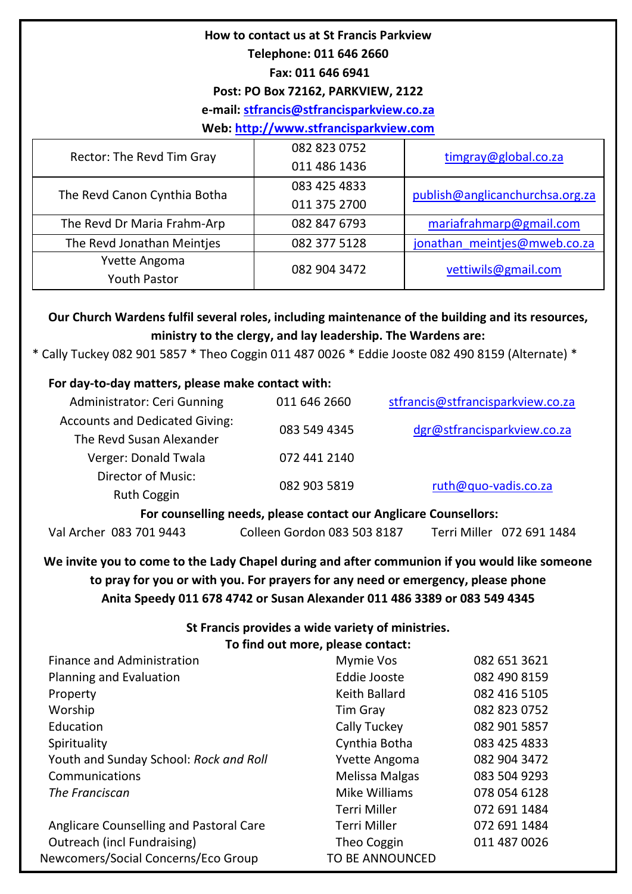**How to contact us at St Francis Parkview**

**Telephone: 011 646 2660**

**Fax: 011 646 6941**

**Post: PO Box 72162, PARKVIEW, 2122**

**e-mail: stfrancis@stfrancisparkview.co.za**

**Web: http://www.stfrancisparkview.com**

| | | |
|---|---|---|
| Rector: The Revd Tim Gray | 082 823 0752<br>011 486 1436 | timgray@global.co.za |
| The Revd Canon Cynthia Botha | 083 425 4833<br>011 375 2700 | publish@anglicanchurchsa.org.za |
| The Revd Dr Maria Frahm-Arp | 082 847 6793 | mariafrahmarp@gmail.com |
| The Revd Jonathan Meintjes | 082 377 5128 | jonathan_meintjes@mweb.co.za |
| Yvette Angoma<br>Youth Pastor | 082 904 3472 | vettiwils@gmail.com |

**Our Church Wardens fulfil several roles, including maintenance of the building and its resources, ministry to the clergy, and lay leadership. The Wardens are:**

* Cally Tuckey 082 901 5857 * Theo Coggin 011 487 0026 * Eddie Jooste 082 490 8159 (Alternate) *

**For day-to-day matters, please make contact with:**

| | | |
|---|---|---|
| Administrator: Ceri Gunning | 011 646 2660 | stfrancis@stfrancisparkview.co.za |
| Accounts and Dedicated Giving:<br>The Revd Susan Alexander | 083 549 4345 | dgr@stfrancisparkview.co.za |
| Verger: Donald Twala | 072 441 2140 | |
| Director of Music:<br>Ruth Coggin | 082 903 5819 | ruth@quo-vadis.co.za |

**For counselling needs, please contact our Anglicare Counsellors:**

Val Archer 083 701 9443 Colleen Gordon 083 503 8187 Terri Miller 072 691 1484

**We invite you to come to the Lady Chapel during and after communion if you would like someone to pray for you or with you. For prayers for any need or emergency, please phone Anita Speedy 011 678 4742 or Susan Alexander 011 486 3389 or 083 549 4345**

**St Francis provides a wide variety of ministries.**
**To find out more, please contact:**

| | | |
|---|---|---|
| Finance and Administration | Mymie Vos | 082 651 3621 |
| Planning and Evaluation | Eddie Jooste | 082 490 8159 |
| Property | Keith Ballard | 082 416 5105 |
| Worship | Tim Gray | 082 823 0752 |
| Education | Cally Tuckey | 082 901 5857 |
| Spirituality | Cynthia Botha | 083 425 4833 |
| Youth and Sunday School: *Rock and Roll* | Yvette Angoma | 082 904 3472 |
| Communications | Melissa Malgas | 083 504 9293 |
| *The Franciscan* | Mike Williams | 078 054 6128 |
| | Terri Miller | 072 691 1484 |
| Anglicare Counselling and Pastoral Care | Terri Miller | 072 691 1484 |
| Outreach (incl Fundraising) | Theo Coggin | 011 487 0026 |
| Newcomers/Social Concerns/Eco Group | TO BE ANNOUNCED | |